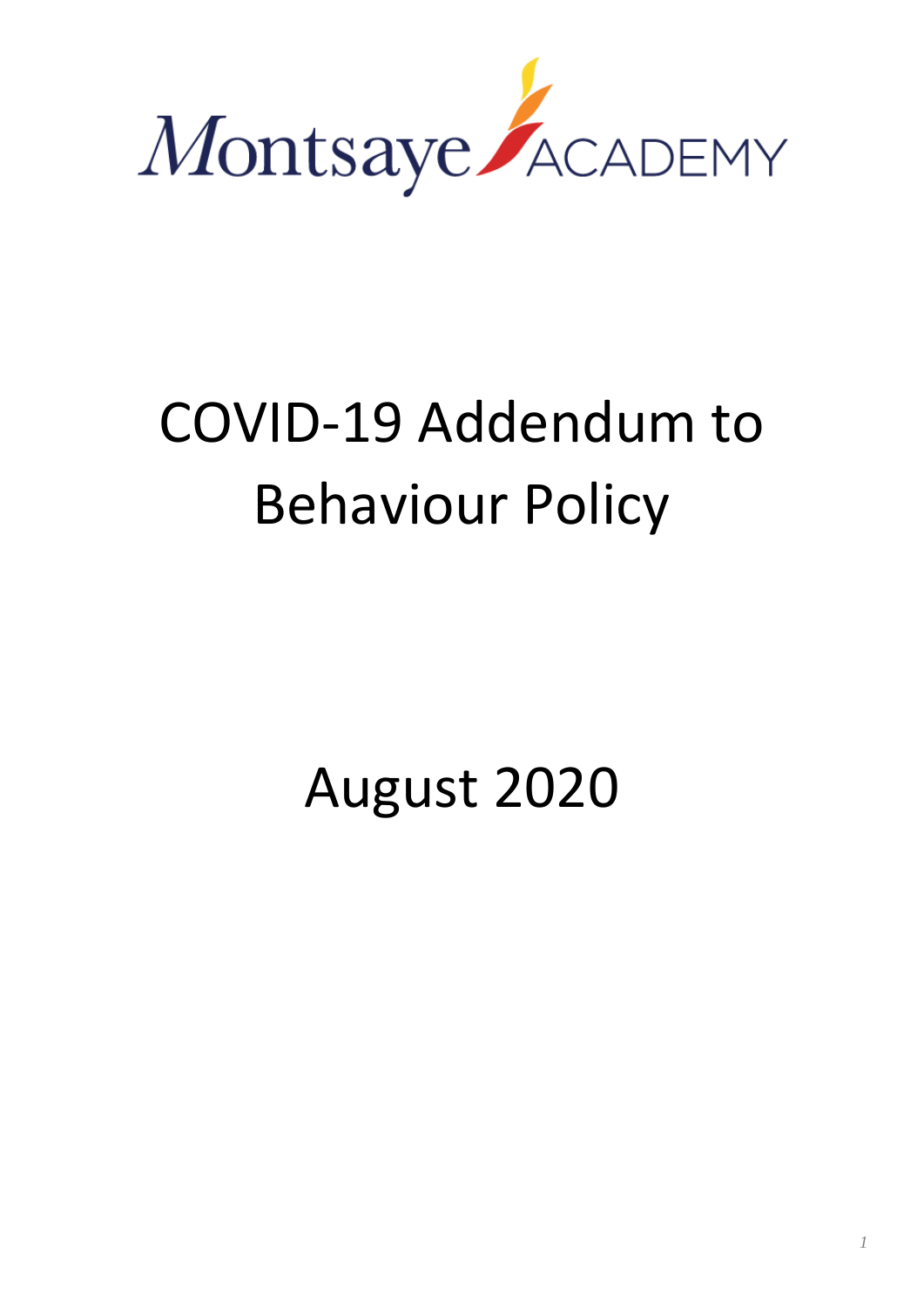Montsaye ACADEMY

# COVID-19 Addendum to Behaviour Policy

August 2020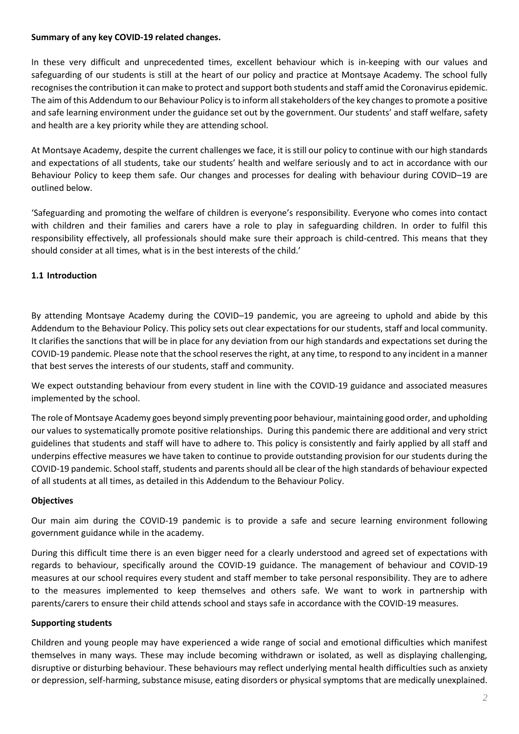**Summary of any key COVID-19 related changes.**

In these very difficult and unprecedented times, excellent behaviour which is in-keeping with our values and safeguarding of our students is still at the heart of our policy and practice at Montsaye Academy. The school fully recognises the contribution it can make to protect and support both students and staff amid the Coronavirus epidemic. The aim of this Addendum to our Behaviour Policy is to inform all stakeholders of the key changes to promote a positive and safe learning environment under the guidance set out by the government. Our students' and staff welfare, safety and health are a key priority while they are attending school.

At Montsaye Academy, despite the current challenges we face, it is still our policy to continue with our high standards and expectations of all students, take our students' health and welfare seriously and to act in accordance with our Behaviour Policy to keep them safe. Our changes and processes for dealing with behaviour during COVID–19 are outlined below.

'Safeguarding and promoting the welfare of children is everyone's responsibility. Everyone who comes into contact with children and their families and carers have a role to play in safeguarding children. In order to fulfil this responsibility effectively, all professionals should make sure their approach is child-centred. This means that they should consider at all times, what is in the best interests of the child.'

**1.1 Introduction**

By attending Montsaye Academy during the COVID–19 pandemic, you are agreeing to uphold and abide by this Addendum to the Behaviour Policy. This policy sets out clear expectations for our students, staff and local community. It clarifies the sanctions that will be in place for any deviation from our high standards and expectations set during the COVID-19 pandemic. Please note that the school reserves the right, at any time, to respond to any incident in a manner that best serves the interests of our students, staff and community.

We expect outstanding behaviour from every student in line with the COVID-19 guidance and associated measures implemented by the school.

The role of Montsaye Academy goes beyond simply preventing poor behaviour, maintaining good order, and upholding our values to systematically promote positive relationships. During this pandemic there are additional and very strict guidelines that students and staff will have to adhere to. This policy is consistently and fairly applied by all staff and underpins effective measures we have taken to continue to provide outstanding provision for our students during the COVID-19 pandemic. School staff, students and parents should all be clear of the high standards of behaviour expected of all students at all times, as detailed in this Addendum to the Behaviour Policy.

**Objectives**

Our main aim during the COVID-19 pandemic is to provide a safe and secure learning environment following government guidance while in the academy.

During this difficult time there is an even bigger need for a clearly understood and agreed set of expectations with regards to behaviour, specifically around the COVID-19 guidance. The management of behaviour and COVID-19 measures at our school requires every student and staff member to take personal responsibility. They are to adhere to the measures implemented to keep themselves and others safe. We want to work in partnership with parents/carers to ensure their child attends school and stays safe in accordance with the COVID-19 measures.

**Supporting students**

Children and young people may have experienced a wide range of social and emotional difficulties which manifest themselves in many ways. These may include becoming withdrawn or isolated, as well as displaying challenging, disruptive or disturbing behaviour. These behaviours may reflect underlying mental health difficulties such as anxiety or depression, self-harming, substance misuse, eating disorders or physical symptoms that are medically unexplained.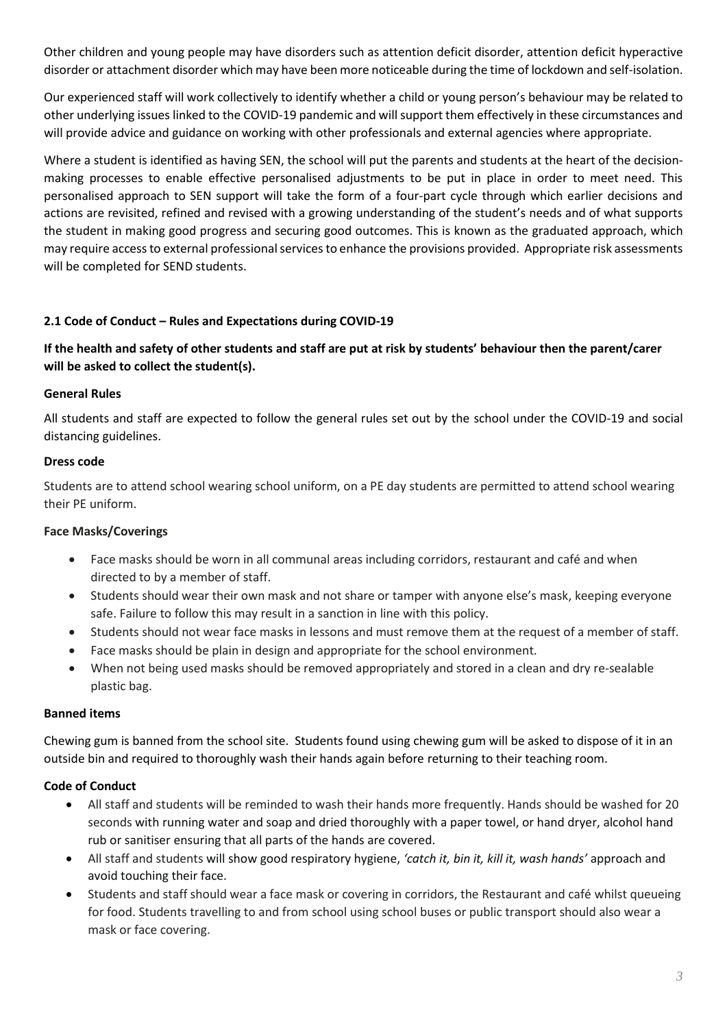Other children and young people may have disorders such as attention deficit disorder, attention deficit hyperactive disorder or attachment disorder which may have been more noticeable during the time of lockdown and self-isolation.

Our experienced staff will work collectively to identify whether a child or young person's behaviour may be related to other underlying issues linked to the COVID-19 pandemic and will support them effectively in these circumstances and will provide advice and guidance on working with other professionals and external agencies where appropriate.

Where a student is identified as having SEN, the school will put the parents and students at the heart of the decision-making processes to enable effective personalised adjustments to be put in place in order to meet need. This personalised approach to SEN support will take the form of a four-part cycle through which earlier decisions and actions are revisited, refined and revised with a growing understanding of the student's needs and of what supports the student in making good progress and securing good outcomes. This is known as the graduated approach, which may require access to external professional services to enhance the provisions provided. Appropriate risk assessments will be completed for SEND students.

### 2.1 Code of Conduct – Rules and Expectations during COVID-19

**If the health and safety of other students and staff are put at risk by students' behaviour then the parent/carer will be asked to collect the student(s).**

**General Rules**

All students and staff are expected to follow the general rules set out by the school under the COVID-19 and social distancing guidelines.

**Dress code**

Students are to attend school wearing school uniform, on a PE day students are permitted to attend school wearing their PE uniform.

**Face Masks/Coverings**

- Face masks should be worn in all communal areas including corridors, restaurant and café and when directed to by a member of staff.
- Students should wear their own mask and not share or tamper with anyone else's mask, keeping everyone safe. Failure to follow this may result in a sanction in line with this policy.
- Students should not wear face masks in lessons and must remove them at the request of a member of staff.
- Face masks should be plain in design and appropriate for the school environment.
- When not being used masks should be removed appropriately and stored in a clean and dry re-sealable plastic bag.

**Banned items**

Chewing gum is banned from the school site. Students found using chewing gum will be asked to dispose of it in an outside bin and required to thoroughly wash their hands again before returning to their teaching room.

**Code of Conduct**

- All staff and students will be reminded to wash their hands more frequently. Hands should be washed for 20 seconds with running water and soap and dried thoroughly with a paper towel, or hand dryer, alcohol hand rub or sanitiser ensuring that all parts of the hands are covered.
- All staff and students will show good respiratory hygiene, *'catch it, bin it, kill it, wash hands'* approach and avoid touching their face.
- Students and staff should wear a face mask or covering in corridors, the Restaurant and café whilst queueing for food. Students travelling to and from school using school buses or public transport should also wear a mask or face covering.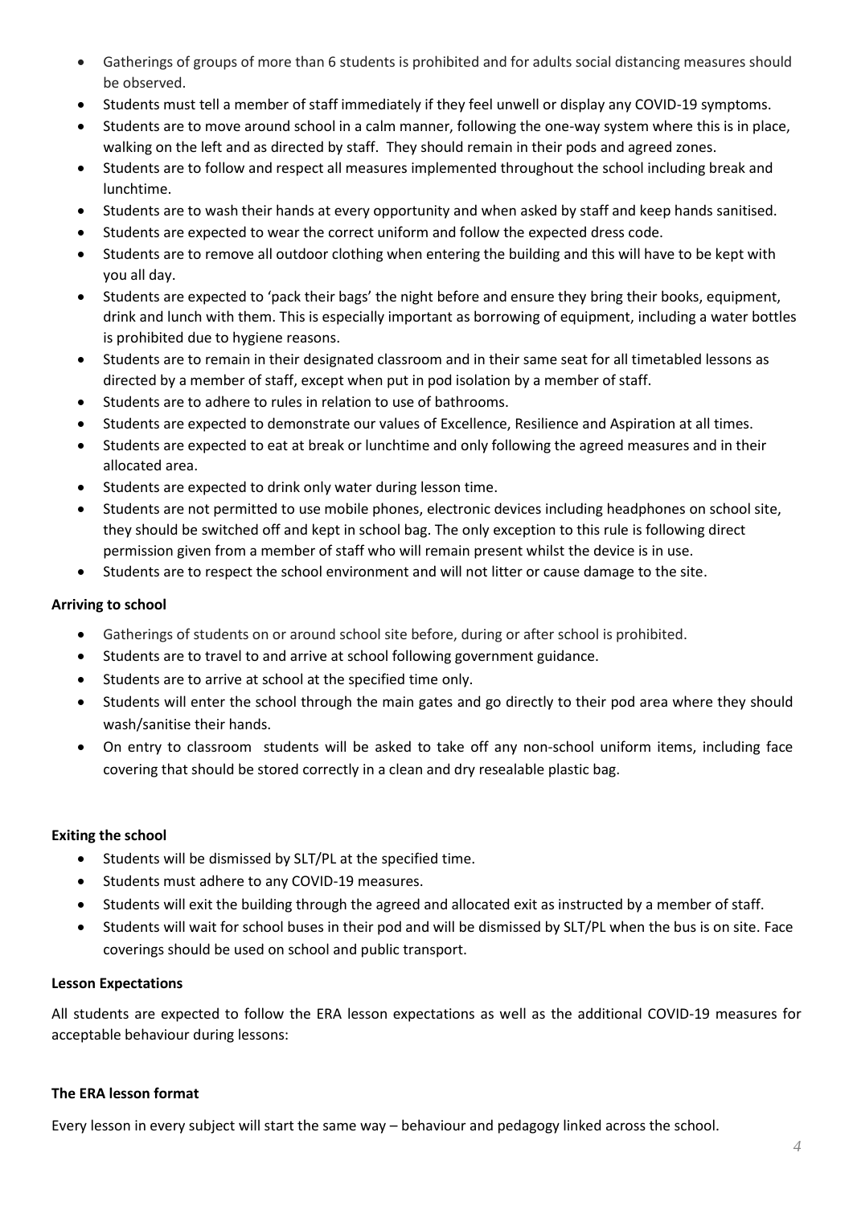- Gatherings of groups of more than 6 students is prohibited and for adults social distancing measures should be observed.
- Students must tell a member of staff immediately if they feel unwell or display any COVID-19 symptoms.
- Students are to move around school in a calm manner, following the one-way system where this is in place, walking on the left and as directed by staff. They should remain in their pods and agreed zones.
- Students are to follow and respect all measures implemented throughout the school including break and lunchtime.
- Students are to wash their hands at every opportunity and when asked by staff and keep hands sanitised.
- Students are expected to wear the correct uniform and follow the expected dress code.
- Students are to remove all outdoor clothing when entering the building and this will have to be kept with you all day.
- Students are expected to 'pack their bags' the night before and ensure they bring their books, equipment, drink and lunch with them. This is especially important as borrowing of equipment, including a water bottles is prohibited due to hygiene reasons.
- Students are to remain in their designated classroom and in their same seat for all timetabled lessons as directed by a member of staff, except when put in pod isolation by a member of staff.
- Students are to adhere to rules in relation to use of bathrooms.
- Students are expected to demonstrate our values of Excellence, Resilience and Aspiration at all times.
- Students are expected to eat at break or lunchtime and only following the agreed measures and in their allocated area.
- Students are expected to drink only water during lesson time.
- Students are not permitted to use mobile phones, electronic devices including headphones on school site, they should be switched off and kept in school bag. The only exception to this rule is following direct permission given from a member of staff who will remain present whilst the device is in use.
- Students are to respect the school environment and will not litter or cause damage to the site.

**Arriving to school**

- Gatherings of students on or around school site before, during or after school is prohibited.
- Students are to travel to and arrive at school following government guidance.
- Students are to arrive at school at the specified time only.
- Students will enter the school through the main gates and go directly to their pod area where they should wash/sanitise their hands.
- On entry to classroom students will be asked to take off any non-school uniform items, including face covering that should be stored correctly in a clean and dry resealable plastic bag.

**Exiting the school**

- Students will be dismissed by SLT/PL at the specified time.
- Students must adhere to any COVID-19 measures.
- Students will exit the building through the agreed and allocated exit as instructed by a member of staff.
- Students will wait for school buses in their pod and will be dismissed by SLT/PL when the bus is on site. Face coverings should be used on school and public transport.

**Lesson Expectations**

All students are expected to follow the ERA lesson expectations as well as the additional COVID-19 measures for acceptable behaviour during lessons:

**The ERA lesson format**

Every lesson in every subject will start the same way – behaviour and pedagogy linked across the school.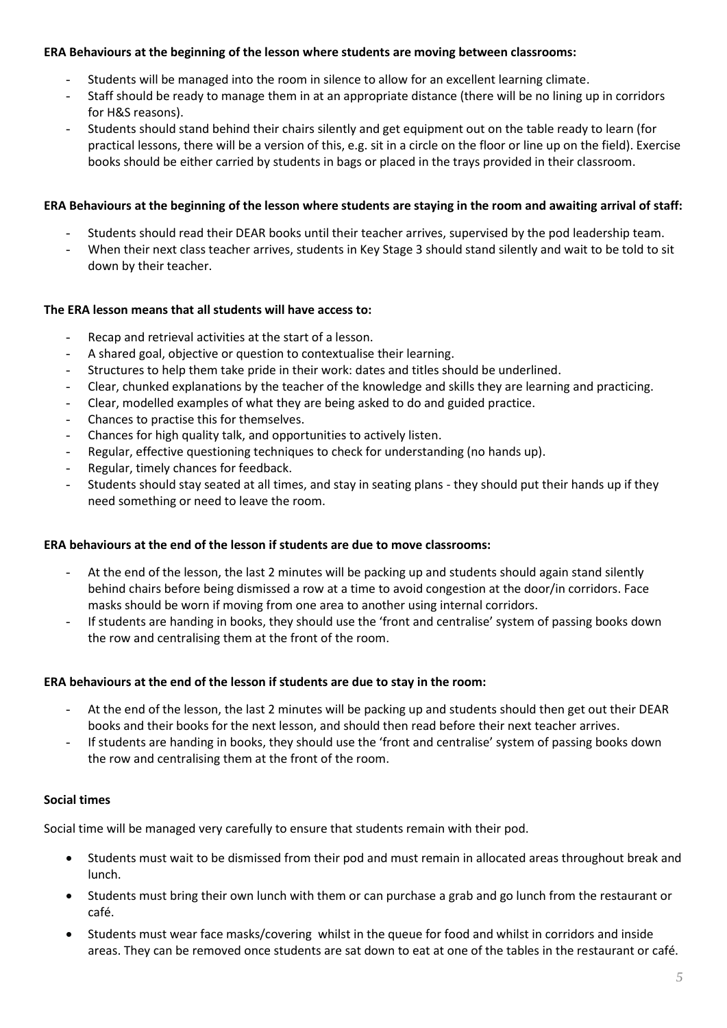**ERA Behaviours at the beginning of the lesson where students are moving between classrooms:**

- Students will be managed into the room in silence to allow for an excellent learning climate.
- Staff should be ready to manage them in at an appropriate distance (there will be no lining up in corridors for H&S reasons).
- Students should stand behind their chairs silently and get equipment out on the table ready to learn (for practical lessons, there will be a version of this, e.g. sit in a circle on the floor or line up on the field). Exercise books should be either carried by students in bags or placed in the trays provided in their classroom.

**ERA Behaviours at the beginning of the lesson where students are staying in the room and awaiting arrival of staff:**

- Students should read their DEAR books until their teacher arrives, supervised by the pod leadership team.
- When their next class teacher arrives, students in Key Stage 3 should stand silently and wait to be told to sit down by their teacher.

**The ERA lesson means that all students will have access to:**

- Recap and retrieval activities at the start of a lesson.
- A shared goal, objective or question to contextualise their learning.
- Structures to help them take pride in their work: dates and titles should be underlined.
- Clear, chunked explanations by the teacher of the knowledge and skills they are learning and practicing.
- Clear, modelled examples of what they are being asked to do and guided practice.
- Chances to practise this for themselves.
- Chances for high quality talk, and opportunities to actively listen.
- Regular, effective questioning techniques to check for understanding (no hands up).
- Regular, timely chances for feedback.
- Students should stay seated at all times, and stay in seating plans - they should put their hands up if they need something or need to leave the room.

**ERA behaviours at the end of the lesson if students are due to move classrooms:**

- At the end of the lesson, the last 2 minutes will be packing up and students should again stand silently behind chairs before being dismissed a row at a time to avoid congestion at the door/in corridors. Face masks should be worn if moving from one area to another using internal corridors.
- If students are handing in books, they should use the 'front and centralise' system of passing books down the row and centralising them at the front of the room.

**ERA behaviours at the end of the lesson if students are due to stay in the room:**

- At the end of the lesson, the last 2 minutes will be packing up and students should then get out their DEAR books and their books for the next lesson, and should then read before their next teacher arrives.
- If students are handing in books, they should use the 'front and centralise' system of passing books down the row and centralising them at the front of the room.

**Social times**

Social time will be managed very carefully to ensure that students remain with their pod.

- Students must wait to be dismissed from their pod and must remain in allocated areas throughout break and lunch.
- Students must bring their own lunch with them or can purchase a grab and go lunch from the restaurant or café.
- Students must wear face masks/covering whilst in the queue for food and whilst in corridors and inside areas. They can be removed once students are sat down to eat at one of the tables in the restaurant or café.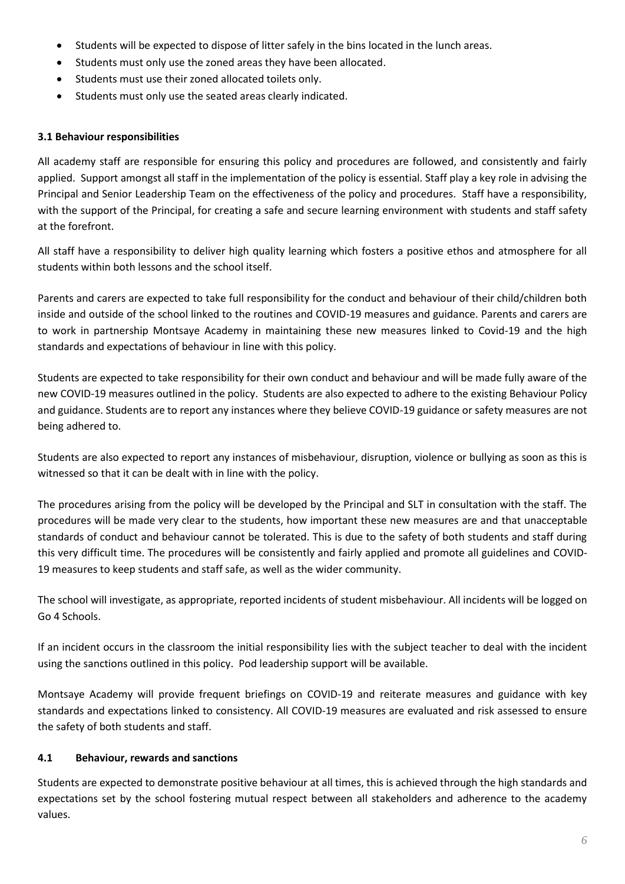- Students will be expected to dispose of litter safely in the bins located in the lunch areas.
- Students must only use the zoned areas they have been allocated.
- Students must use their zoned allocated toilets only.
- Students must only use the seated areas clearly indicated.

### 3.1 Behaviour responsibilities

All academy staff are responsible for ensuring this policy and procedures are followed, and consistently and fairly applied. Support amongst all staff in the implementation of the policy is essential. Staff play a key role in advising the Principal and Senior Leadership Team on the effectiveness of the policy and procedures. Staff have a responsibility, with the support of the Principal, for creating a safe and secure learning environment with students and staff safety at the forefront.

All staff have a responsibility to deliver high quality learning which fosters a positive ethos and atmosphere for all students within both lessons and the school itself.

Parents and carers are expected to take full responsibility for the conduct and behaviour of their child/children both inside and outside of the school linked to the routines and COVID-19 measures and guidance. Parents and carers are to work in partnership Montsaye Academy in maintaining these new measures linked to Covid-19 and the high standards and expectations of behaviour in line with this policy.

Students are expected to take responsibility for their own conduct and behaviour and will be made fully aware of the new COVID-19 measures outlined in the policy. Students are also expected to adhere to the existing Behaviour Policy and guidance. Students are to report any instances where they believe COVID-19 guidance or safety measures are not being adhered to.

Students are also expected to report any instances of misbehaviour, disruption, violence or bullying as soon as this is witnessed so that it can be dealt with in line with the policy.

The procedures arising from the policy will be developed by the Principal and SLT in consultation with the staff. The procedures will be made very clear to the students, how important these new measures are and that unacceptable standards of conduct and behaviour cannot be tolerated. This is due to the safety of both students and staff during this very difficult time. The procedures will be consistently and fairly applied and promote all guidelines and COVID-19 measures to keep students and staff safe, as well as the wider community.

The school will investigate, as appropriate, reported incidents of student misbehaviour. All incidents will be logged on Go 4 Schools.

If an incident occurs in the classroom the initial responsibility lies with the subject teacher to deal with the incident using the sanctions outlined in this policy. Pod leadership support will be available.

Montsaye Academy will provide frequent briefings on COVID-19 and reiterate measures and guidance with key standards and expectations linked to consistency. All COVID-19 measures are evaluated and risk assessed to ensure the safety of both students and staff.

### 4.1 Behaviour, rewards and sanctions

Students are expected to demonstrate positive behaviour at all times, this is achieved through the high standards and expectations set by the school fostering mutual respect between all stakeholders and adherence to the academy values.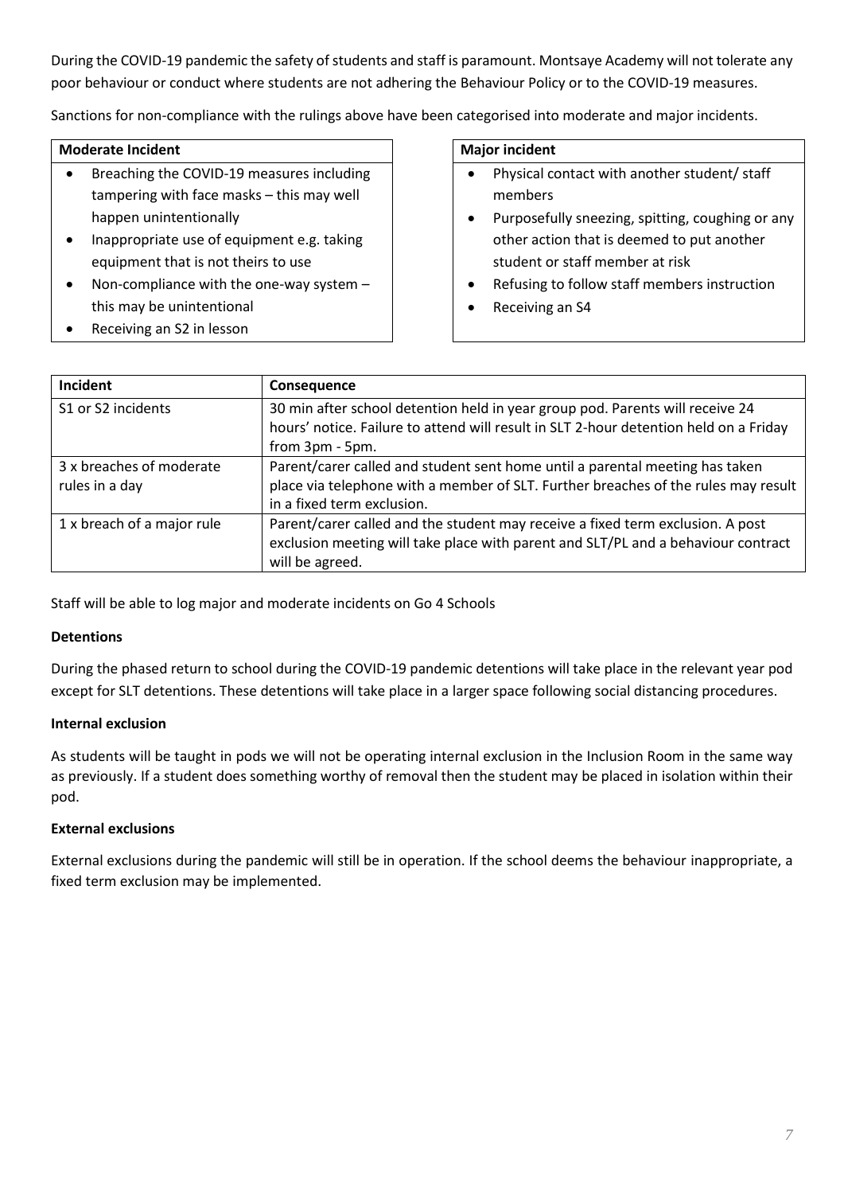During the COVID-19 pandemic the safety of students and staff is paramount. Montsaye Academy will not tolerate any poor behaviour or conduct where students are not adhering the Behaviour Policy or to the COVID-19 measures.

Sanctions for non-compliance with the rulings above have been categorised into moderate and major incidents.

**Moderate Incident**

- Breaching the COVID-19 measures including tampering with face masks – this may well happen unintentionally
- Inappropriate use of equipment e.g. taking equipment that is not theirs to use
- Non-compliance with the one-way system – this may be unintentional
- Receiving an S2 in lesson

**Major incident**

- Physical contact with another student/ staff members
- Purposefully sneezing, spitting, coughing or any other action that is deemed to put another student or staff member at risk
- Refusing to follow staff members instruction
- Receiving an S4

| Incident | Consequence |
| --- | --- |
| S1 or S2 incidents | 30 min after school detention held in year group pod. Parents will receive 24 hours' notice. Failure to attend will result in SLT 2-hour detention held on a Friday from 3pm - 5pm. |
| 3 x breaches of moderate rules in a day | Parent/carer called and student sent home until a parental meeting has taken place via telephone with a member of SLT. Further breaches of the rules may result in a fixed term exclusion. |
| 1 x breach of a major rule | Parent/carer called and the student may receive a fixed term exclusion. A post exclusion meeting will take place with parent and SLT/PL and a behaviour contract will be agreed. |

Staff will be able to log major and moderate incidents on Go 4 Schools

**Detentions**

During the phased return to school during the COVID-19 pandemic detentions will take place in the relevant year pod except for SLT detentions. These detentions will take place in a larger space following social distancing procedures.

**Internal exclusion**

As students will be taught in pods we will not be operating internal exclusion in the Inclusion Room in the same way as previously. If a student does something worthy of removal then the student may be placed in isolation within their pod.

**External exclusions**

External exclusions during the pandemic will still be in operation. If the school deems the behaviour inappropriate, a fixed term exclusion may be implemented.